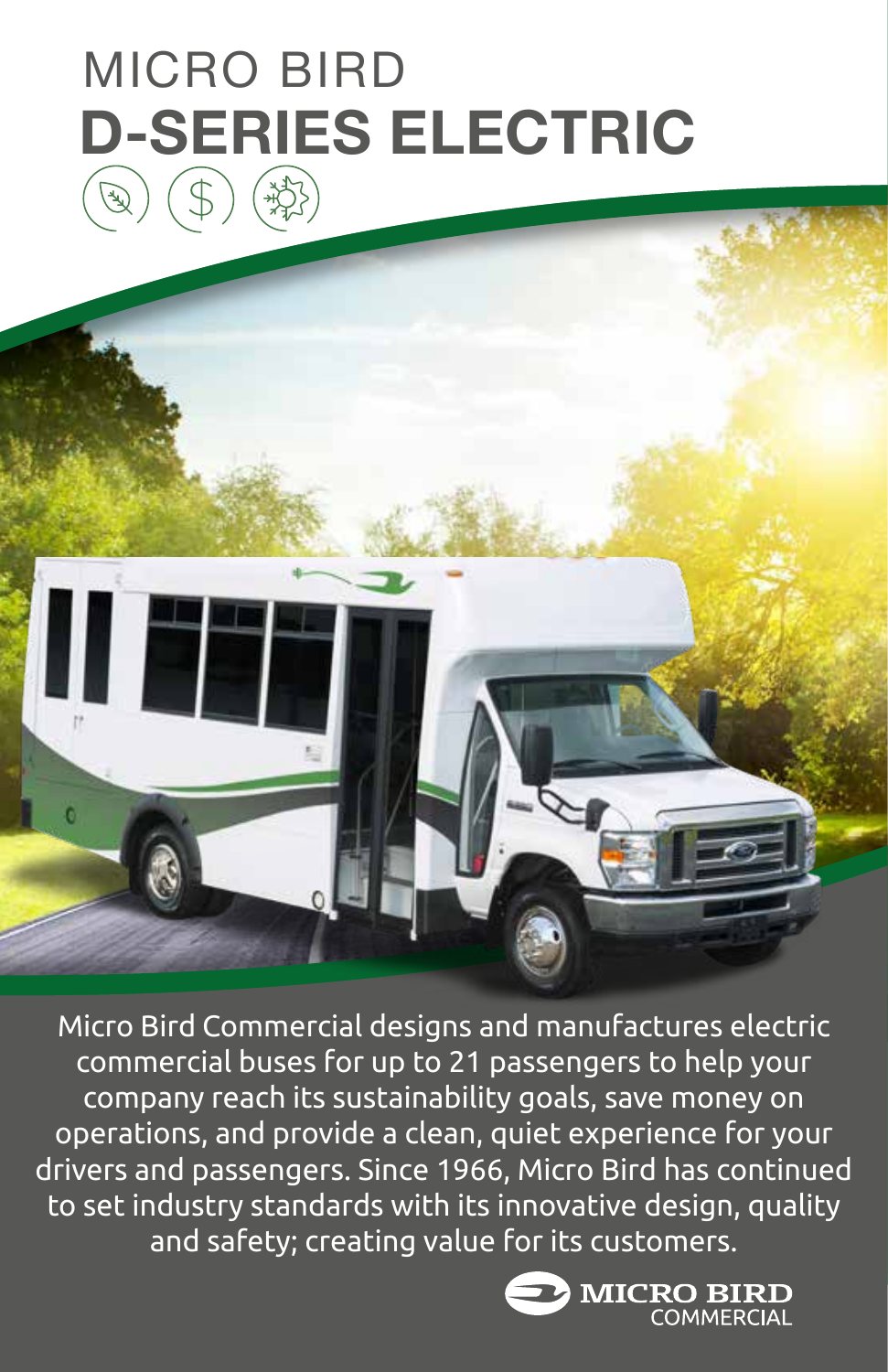# MICRO BIRD
# D-SERIES ELECTRIC

Micro Bird Commercial designs and manufactures electric commercial buses for up to 21 passengers to help your company reach its sustainability goals, save money on operations, and provide a clean, quiet experience for your drivers and passengers. Since 1966, Micro Bird has continued to set industry standards with its innovative design, quality and safety; creating value for its customers.

MICRO BIRD COMMERCIAL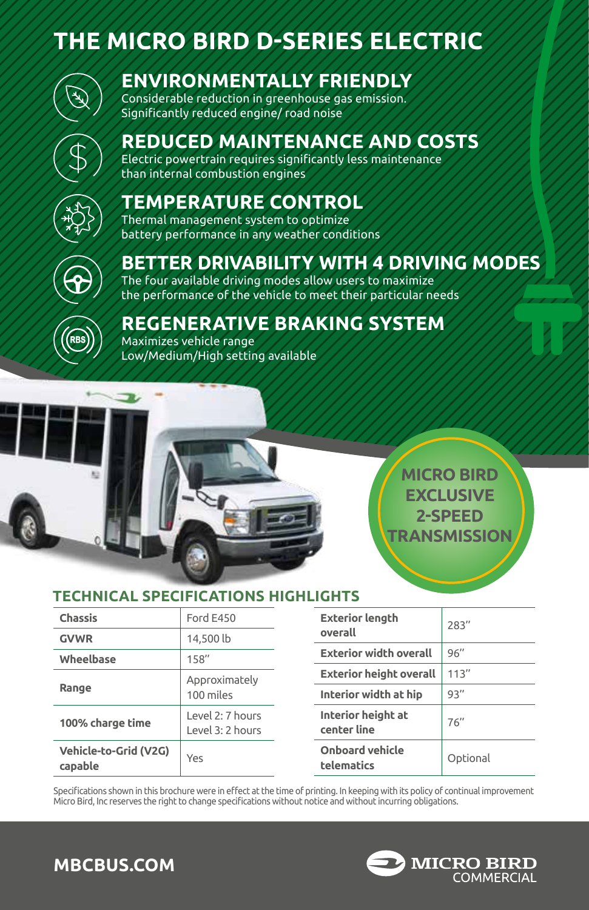# THE MICRO BIRD D-SERIES ELECTRIC

## ENVIRONMENTALLY FRIENDLY

Considerable reduction in greenhouse gas emission.
Significantly reduced engine/ road noise

## REDUCED MAINTENANCE AND COSTS

Electric powertrain requires significantly less maintenance than internal combustion engines

## TEMPERATURE CONTROL

Thermal management system to optimize battery performance in any weather conditions

## BETTER DRIVABILITY WITH 4 DRIVING MODES

The four available driving modes allow users to maximize the performance of the vehicle to meet their particular needs

## REGENERATIVE BRAKING SYSTEM

Maximizes vehicle range
Low/Medium/High setting available

MICRO BIRD EXCLUSIVE 2-SPEED TRANSMISSION

## TECHNICAL SPECIFICATIONS HIGHLIGHTS

| | |
|---|---|
| **Chassis** | Ford E450 |
| **GVWR** | 14,500 lb |
| **Wheelbase** | 158″ |
| **Range** | Approximately 100 miles |
| **100% charge time** | Level 2: 7 hours<br>Level 3: 2 hours |
| **Vehicle-to-Grid (V2G) capable** | Yes |

| | |
|---|---|
| **Exterior length overall** | 283″ |
| **Exterior width overall** | 96″ |
| **Exterior height overall** | 113″ |
| **Interior width at hip** | 93″ |
| **Interior height at center line** | 76″ |
| **Onboard vehicle telematics** | Optional |

Specifications shown in this brochure were in effect at the time of printing. In keeping with its policy of continual improvement Micro Bird, Inc reserves the right to change specifications without notice and without incurring obligations.

**MBCBUS.COM**

MICRO BIRD COMMERCIAL